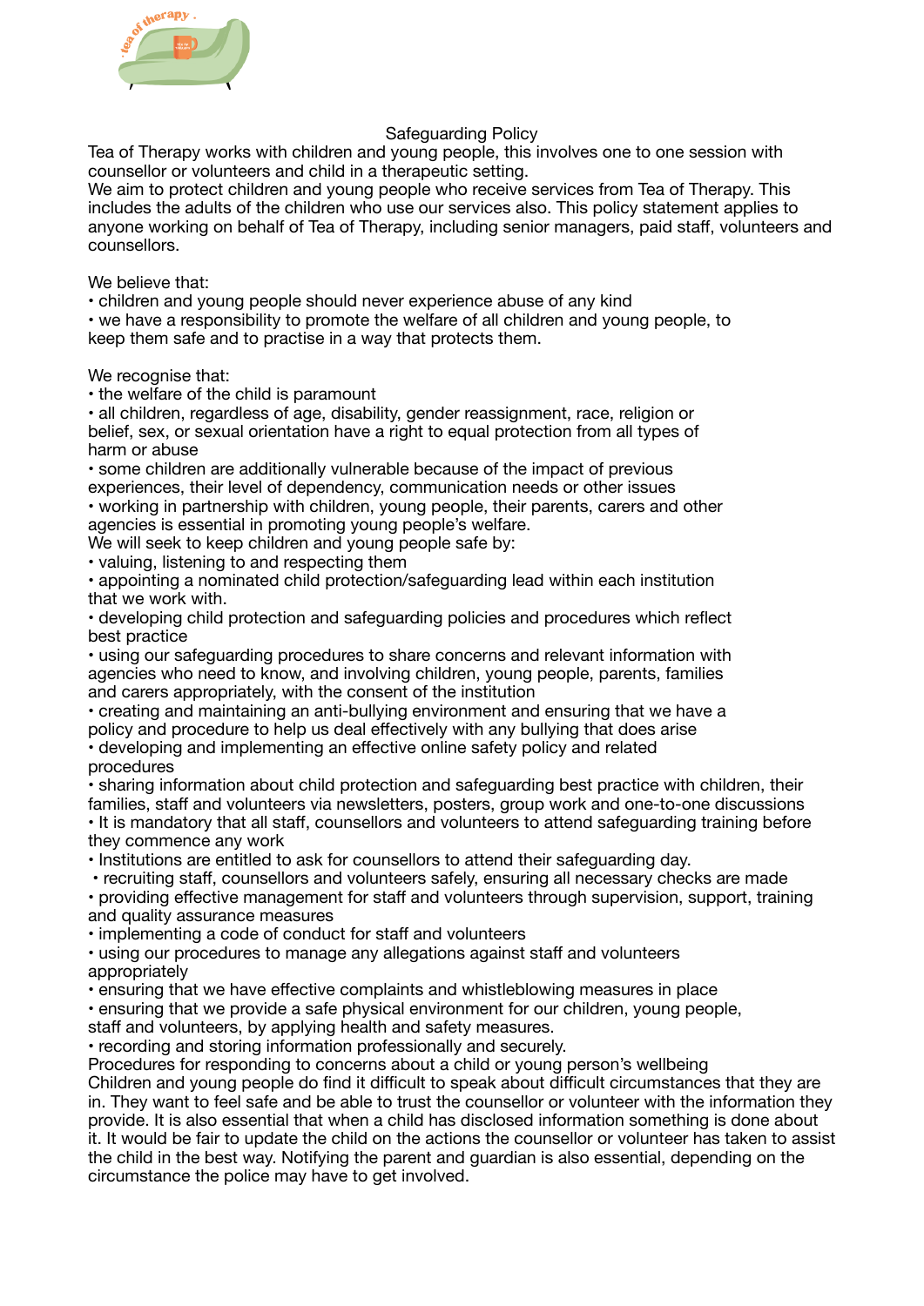# Safeguarding Policy

Tea of Therapy works with children and young people, this involves one to one session with counsellor or volunteers and child in a therapeutic setting.
We aim to protect children and young people who receive services from Tea of Therapy. This includes the adults of the children who use our services also. This policy statement applies to anyone working on behalf of Tea of Therapy, including senior managers, paid staff, volunteers and counsellors.

We believe that:

- children and young people should never experience abuse of any kind
- we have a responsibility to promote the welfare of all children and young people, to keep them safe and to practise in a way that protects them.

We recognise that:

- the welfare of the child is paramount
- all children, regardless of age, disability, gender reassignment, race, religion or belief, sex, or sexual orientation have a right to equal protection from all types of harm or abuse
- some children are additionally vulnerable because of the impact of previous experiences, their level of dependency, communication needs or other issues
- working in partnership with children, young people, their parents, carers and other agencies is essential in promoting young people's welfare.

We will seek to keep children and young people safe by:

- valuing, listening to and respecting them
- appointing a nominated child protection/safeguarding lead within each institution that we work with.
- developing child protection and safeguarding policies and procedures which reflect best practice
- using our safeguarding procedures to share concerns and relevant information with agencies who need to know, and involving children, young people, parents, families and carers appropriately, with the consent of the institution
- creating and maintaining an anti-bullying environment and ensuring that we have a policy and procedure to help us deal effectively with any bullying that does arise
- developing and implementing an effective online safety policy and related procedures
- sharing information about child protection and safeguarding best practice with children, their families, staff and volunteers via newsletters, posters, group work and one-to-one discussions
- It is mandatory that all staff, counsellors and volunteers to attend safeguarding training before they commence any work
- Institutions are entitled to ask for counsellors to attend their safeguarding day.
- recruiting staff, counsellors and volunteers safely, ensuring all necessary checks are made
- providing effective management for staff and volunteers through supervision, support, training and quality assurance measures
- implementing a code of conduct for staff and volunteers
- using our procedures to manage any allegations against staff and volunteers appropriately
- ensuring that we have effective complaints and whistleblowing measures in place
- ensuring that we provide a safe physical environment for our children, young people, staff and volunteers, by applying health and safety measures.
- recording and storing information professionally and securely.

Procedures for responding to concerns about a child or young person's wellbeing

Children and young people do find it difficult to speak about difficult circumstances that they are in. They want to feel safe and be able to trust the counsellor or volunteer with the information they provide. It is also essential that when a child has disclosed information something is done about it. It would be fair to update the child on the actions the counsellor or volunteer has taken to assist the child in the best way. Notifying the parent and guardian is also essential, depending on the circumstance the police may have to get involved.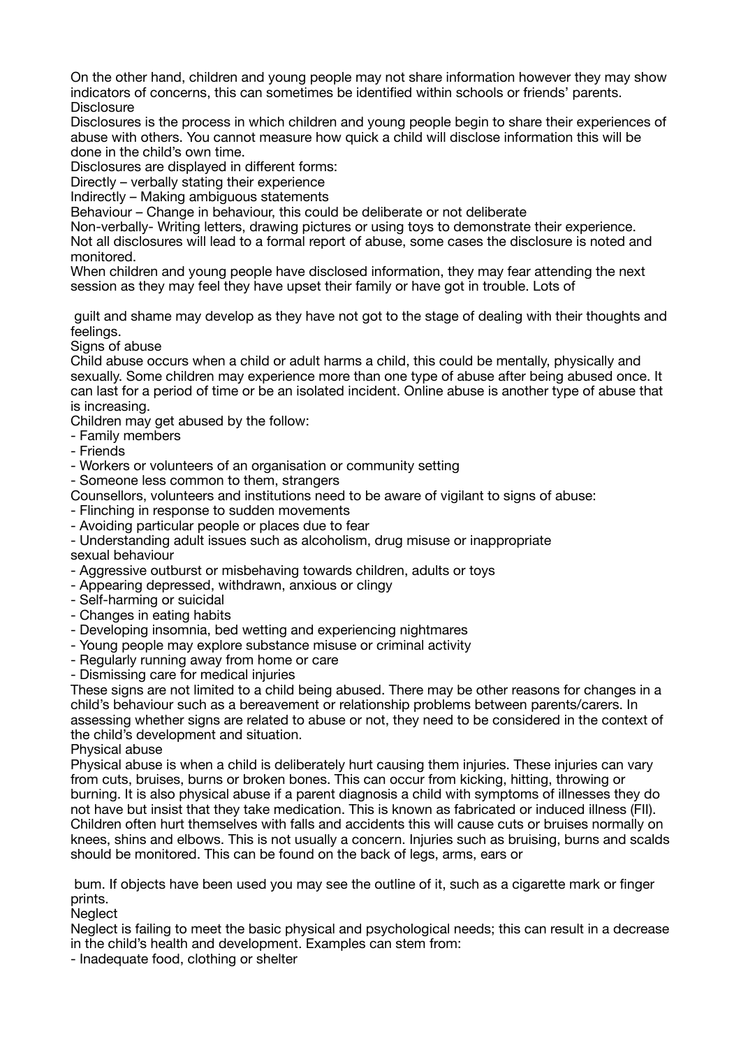On the other hand, children and young people may not share information however they may show indicators of concerns, this can sometimes be identified within schools or friends' parents.

## Disclosure

Disclosures is the process in which children and young people begin to share their experiences of abuse with others. You cannot measure how quick a child will disclose information this will be done in the child's own time.

Disclosures are displayed in different forms:

Directly – verbally stating their experience

Indirectly – Making ambiguous statements

Behaviour – Change in behaviour, this could be deliberate or not deliberate

Non-verbally- Writing letters, drawing pictures or using toys to demonstrate their experience.

Not all disclosures will lead to a formal report of abuse, some cases the disclosure is noted and monitored.

When children and young people have disclosed information, they may fear attending the next session as they may feel they have upset their family or have got in trouble. Lots of guilt and shame may develop as they have not got to the stage of dealing with their thoughts and feelings.

## Signs of abuse

Child abuse occurs when a child or adult harms a child, this could be mentally, physically and sexually. Some children may experience more than one type of abuse after being abused once. It can last for a period of time or be an isolated incident. Online abuse is another type of abuse that is increasing.

Children may get abused by the follow:

- Family members
- Friends
- Workers or volunteers of an organisation or community setting
- Someone less common to them, strangers

Counsellors, volunteers and institutions need to be aware of vigilant to signs of abuse:

- Flinching in response to sudden movements
- Avoiding particular people or places due to fear
- Understanding adult issues such as alcoholism, drug misuse or inappropriate sexual behaviour
- Aggressive outburst or misbehaving towards children, adults or toys
- Appearing depressed, withdrawn, anxious or clingy
- Self-harming or suicidal
- Changes in eating habits
- Developing insomnia, bed wetting and experiencing nightmares
- Young people may explore substance misuse or criminal activity
- Regularly running away from home or care
- Dismissing care for medical injuries

These signs are not limited to a child being abused. There may be other reasons for changes in a child's behaviour such as a bereavement or relationship problems between parents/carers. In assessing whether signs are related to abuse or not, they need to be considered in the context of the child's development and situation.

## Physical abuse

Physical abuse is when a child is deliberately hurt causing them injuries. These injuries can vary from cuts, bruises, burns or broken bones. This can occur from kicking, hitting, throwing or burning. It is also physical abuse if a parent diagnosis a child with symptoms of illnesses they do not have but insist that they take medication. This is known as fabricated or induced illness (FII).

Children often hurt themselves with falls and accidents this will cause cuts or bruises normally on knees, shins and elbows. This is not usually a concern. Injuries such as bruising, burns and scalds should be monitored. This can be found on the back of legs, arms, ears or bum. If objects have been used you may see the outline of it, such as a cigarette mark or finger prints.

## Neglect

Neglect is failing to meet the basic physical and psychological needs; this can result in a decrease in the child's health and development. Examples can stem from:

- Inadequate food, clothing or shelter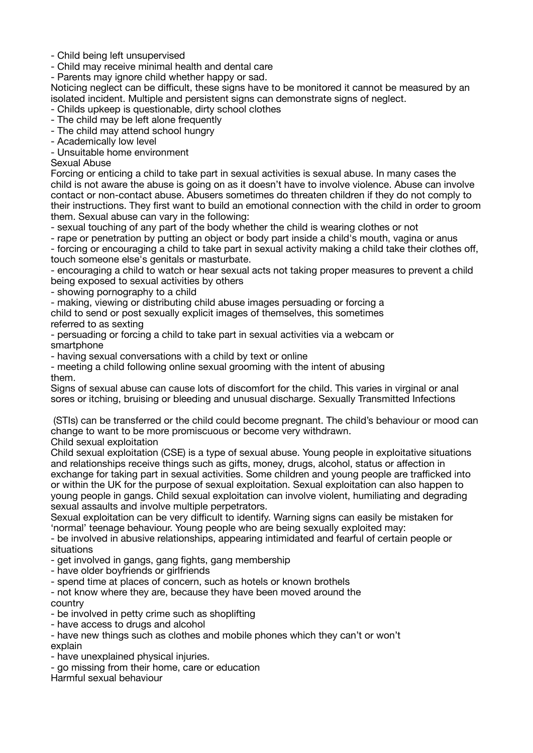- Child being left unsupervised
- Child may receive minimal health and dental care
- Parents may ignore child whether happy or sad.

Noticing neglect can be difficult, these signs have to be monitored it cannot be measured by an isolated incident. Multiple and persistent signs can demonstrate signs of neglect.

- Childs upkeep is questionable, dirty school clothes
- The child may be left alone frequently
- The child may attend school hungry
- Academically low level
- Unsuitable home environment

## Sexual Abuse

Forcing or enticing a child to take part in sexual activities is sexual abuse. In many cases the child is not aware the abuse is going on as it doesn't have to involve violence. Abuse can involve contact or non-contact abuse. Abusers sometimes do threaten children if they do not comply to their instructions. They first want to build an emotional connection with the child in order to groom them. Sexual abuse can vary in the following:

- sexual touching of any part of the body whether the child is wearing clothes or not
- rape or penetration by putting an object or body part inside a child's mouth, vagina or anus
- forcing or encouraging a child to take part in sexual activity making a child take their clothes off, touch someone else's genitals or masturbate.
- encouraging a child to watch or hear sexual acts not taking proper measures to prevent a child being exposed to sexual activities by others
- showing pornography to a child
- making, viewing or distributing child abuse images persuading or forcing a child to send or post sexually explicit images of themselves, this sometimes referred to as sexting
- persuading or forcing a child to take part in sexual activities via a webcam or smartphone
- having sexual conversations with a child by text or online
- meeting a child following online sexual grooming with the intent of abusing them.

Signs of sexual abuse can cause lots of discomfort for the child. This varies in virginal or anal sores or itching, bruising or bleeding and unusual discharge. Sexually Transmitted Infections (STIs) can be transferred or the child could become pregnant. The child's behaviour or mood can change to want to be more promiscuous or become very withdrawn.

## Child sexual exploitation

Child sexual exploitation (CSE) is a type of sexual abuse. Young people in exploitative situations and relationships receive things such as gifts, money, drugs, alcohol, status or affection in exchange for taking part in sexual activities. Some children and young people are trafficked into or within the UK for the purpose of sexual exploitation. Sexual exploitation can also happen to young people in gangs. Child sexual exploitation can involve violent, humiliating and degrading sexual assaults and involve multiple perpetrators.

Sexual exploitation can be very difficult to identify. Warning signs can easily be mistaken for 'normal' teenage behaviour. Young people who are being sexually exploited may:

- be involved in abusive relationships, appearing intimidated and fearful of certain people or situations
- get involved in gangs, gang fights, gang membership
- have older boyfriends or girlfriends
- spend time at places of concern, such as hotels or known brothels
- not know where they are, because they have been moved around the country
- be involved in petty crime such as shoplifting
- have access to drugs and alcohol
- have new things such as clothes and mobile phones which they can't or won't explain
- have unexplained physical injuries.
- go missing from their home, care or education

## Harmful sexual behaviour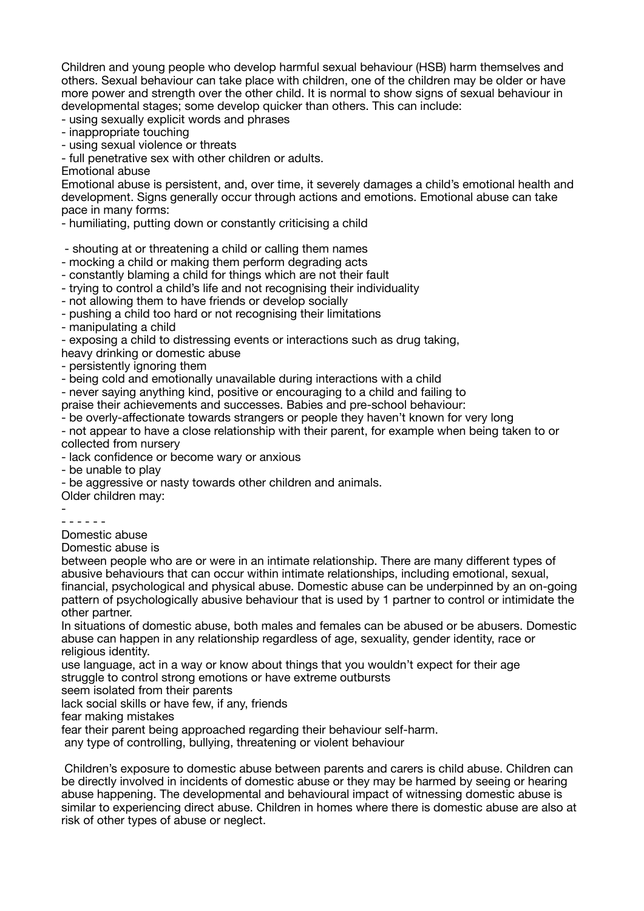Children and young people who develop harmful sexual behaviour (HSB) harm themselves and others. Sexual behaviour can take place with children, one of the children may be older or have more power and strength over the other child. It is normal to show signs of sexual behaviour in developmental stages; some develop quicker than others. This can include:

- using sexually explicit words and phrases
- inappropriate touching
- using sexual violence or threats
- full penetrative sex with other children or adults.

Emotional abuse

Emotional abuse is persistent, and, over time, it severely damages a child's emotional health and development. Signs generally occur through actions and emotions. Emotional abuse can take pace in many forms:

- humiliating, putting down or constantly criticising a child
- shouting at or threatening a child or calling them names
- mocking a child or making them perform degrading acts
- constantly blaming a child for things which are not their fault
- trying to control a child's life and not recognising their individuality
- not allowing them to have friends or develop socially
- pushing a child too hard or not recognising their limitations
- manipulating a child
- exposing a child to distressing events or interactions such as drug taking, heavy drinking or domestic abuse
- persistently ignoring them
- being cold and emotionally unavailable during interactions with a child
- never saying anything kind, positive or encouraging to a child and failing to praise their achievements and successes. Babies and pre-school behaviour:
- be overly-affectionate towards strangers or people they haven't known for very long
- not appear to have a close relationship with their parent, for example when being taken to or collected from nursery
- lack confidence or become wary or anxious
- be unable to play
- be aggressive or nasty towards other children and animals.

Older children may:

-
- - - - - -

Domestic abuse

Domestic abuse is

between people who are or were in an intimate relationship. There are many different types of abusive behaviours that can occur within intimate relationships, including emotional, sexual, financial, psychological and physical abuse. Domestic abuse can be underpinned by an on-going pattern of psychologically abusive behaviour that is used by 1 partner to control or intimidate the other partner.

In situations of domestic abuse, both males and females can be abused or be abusers. Domestic abuse can happen in any relationship regardless of age, sexuality, gender identity, race or religious identity.

use language, act in a way or know about things that you wouldn't expect for their age
struggle to control strong emotions or have extreme outbursts
seem isolated from their parents
lack social skills or have few, if any, friends
fear making mistakes
fear their parent being approached regarding their behaviour self-harm.
any type of controlling, bullying, threatening or violent behaviour

Children's exposure to domestic abuse between parents and carers is child abuse. Children can be directly involved in incidents of domestic abuse or they may be harmed by seeing or hearing abuse happening. The developmental and behavioural impact of witnessing domestic abuse is similar to experiencing direct abuse. Children in homes where there is domestic abuse are also at risk of other types of abuse or neglect.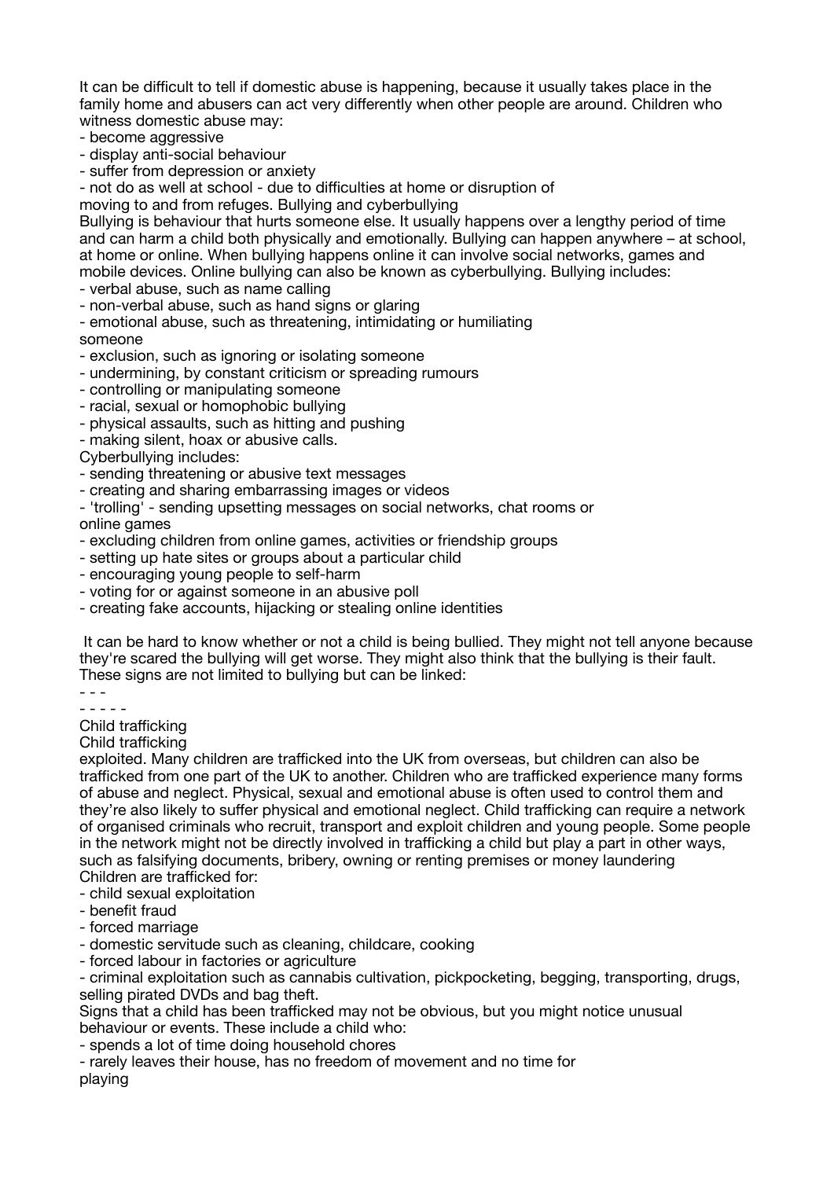It can be difficult to tell if domestic abuse is happening, because it usually takes place in the family home and abusers can act very differently when other people are around. Children who witness domestic abuse may:

- become aggressive
- display anti-social behaviour
- suffer from depression or anxiety
- not do as well at school - due to difficulties at home or disruption of moving to and from refuges. Bullying and cyberbullying

Bullying is behaviour that hurts someone else. It usually happens over a lengthy period of time and can harm a child both physically and emotionally. Bullying can happen anywhere – at school, at home or online. When bullying happens online it can involve social networks, games and mobile devices. Online bullying can also be known as cyberbullying. Bullying includes:

- verbal abuse, such as name calling
- non-verbal abuse, such as hand signs or glaring
- emotional abuse, such as threatening, intimidating or humiliating someone
- exclusion, such as ignoring or isolating someone
- undermining, by constant criticism or spreading rumours
- controlling or manipulating someone
- racial, sexual or homophobic bullying
- physical assaults, such as hitting and pushing
- making silent, hoax or abusive calls.

Cyberbullying includes:

- sending threatening or abusive text messages
- creating and sharing embarrassing images or videos
- 'trolling' - sending upsetting messages on social networks, chat rooms or online games
- excluding children from online games, activities or friendship groups
- setting up hate sites or groups about a particular child
- encouraging young people to self-harm
- voting for or against someone in an abusive poll
- creating fake accounts, hijacking or stealing online identities

It can be hard to know whether or not a child is being bullied. They might not tell anyone because they're scared the bullying will get worse. They might also think that the bullying is their fault. These signs are not limited to bullying but can be linked:

- - -

- - - - -

Child trafficking

Child trafficking

exploited. Many children are trafficked into the UK from overseas, but children can also be trafficked from one part of the UK to another. Children who are trafficked experience many forms of abuse and neglect. Physical, sexual and emotional abuse is often used to control them and they're also likely to suffer physical and emotional neglect. Child trafficking can require a network of organised criminals who recruit, transport and exploit children and young people. Some people in the network might not be directly involved in trafficking a child but play a part in other ways, such as falsifying documents, bribery, owning or renting premises or money laundering

Children are trafficked for:

- child sexual exploitation
- benefit fraud
- forced marriage
- domestic servitude such as cleaning, childcare, cooking
- forced labour in factories or agriculture
- criminal exploitation such as cannabis cultivation, pickpocketing, begging, transporting, drugs, selling pirated DVDs and bag theft.

Signs that a child has been trafficked may not be obvious, but you might notice unusual behaviour or events. These include a child who:

- spends a lot of time doing household chores
- rarely leaves their house, has no freedom of movement and no time for playing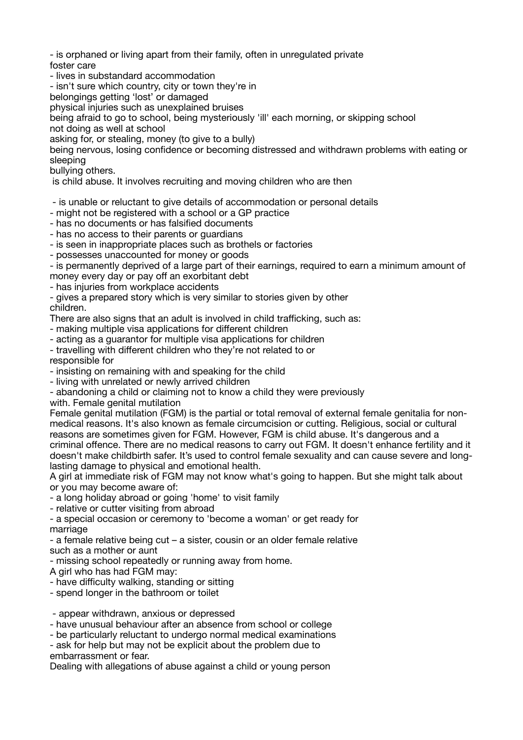- is orphaned or living apart from their family, often in unregulated private foster care
- lives in substandard accommodation
- isn't sure which country, city or town they're in

belongings getting 'lost' or damaged

physical injuries such as unexplained bruises

being afraid to go to school, being mysteriously 'ill' each morning, or skipping school

not doing as well at school

asking for, or stealing, money (to give to a bully)

being nervous, losing confidence or becoming distressed and withdrawn problems with eating or sleeping

bullying others.

is child abuse. It involves recruiting and moving children who are then

- is unable or reluctant to give details of accommodation or personal details
- might not be registered with a school or a GP practice
- has no documents or has falsified documents
- has no access to their parents or guardians
- is seen in inappropriate places such as brothels or factories
- possesses unaccounted for money or goods
- is permanently deprived of a large part of their earnings, required to earn a minimum amount of money every day or pay off an exorbitant debt
- has injuries from workplace accidents
- gives a prepared story which is very similar to stories given by other children.

There are also signs that an adult is involved in child trafficking, such as:

- making multiple visa applications for different children
- acting as a guarantor for multiple visa applications for children
- travelling with different children who they're not related to or responsible for
- insisting on remaining with and speaking for the child
- living with unrelated or newly arrived children
- abandoning a child or claiming not to know a child they were previously with. Female genital mutilation

Female genital mutilation (FGM) is the partial or total removal of external female genitalia for non-medical reasons. It's also known as female circumcision or cutting. Religious, social or cultural reasons are sometimes given for FGM. However, FGM is child abuse. It's dangerous and a criminal offence. There are no medical reasons to carry out FGM. It doesn't enhance fertility and it doesn't make childbirth safer. It's used to control female sexuality and can cause severe and long-lasting damage to physical and emotional health.

A girl at immediate risk of FGM may not know what's going to happen. But she might talk about or you may become aware of:

- a long holiday abroad or going 'home' to visit family
- relative or cutter visiting from abroad
- a special occasion or ceremony to 'become a woman' or get ready for marriage
- a female relative being cut – a sister, cousin or an older female relative such as a mother or aunt
- missing school repeatedly or running away from home.

A girl who has had FGM may:

- have difficulty walking, standing or sitting
- spend longer in the bathroom or toilet
- appear withdrawn, anxious or depressed
- have unusual behaviour after an absence from school or college
- be particularly reluctant to undergo normal medical examinations
- ask for help but may not be explicit about the problem due to embarrassment or fear.

Dealing with allegations of abuse against a child or young person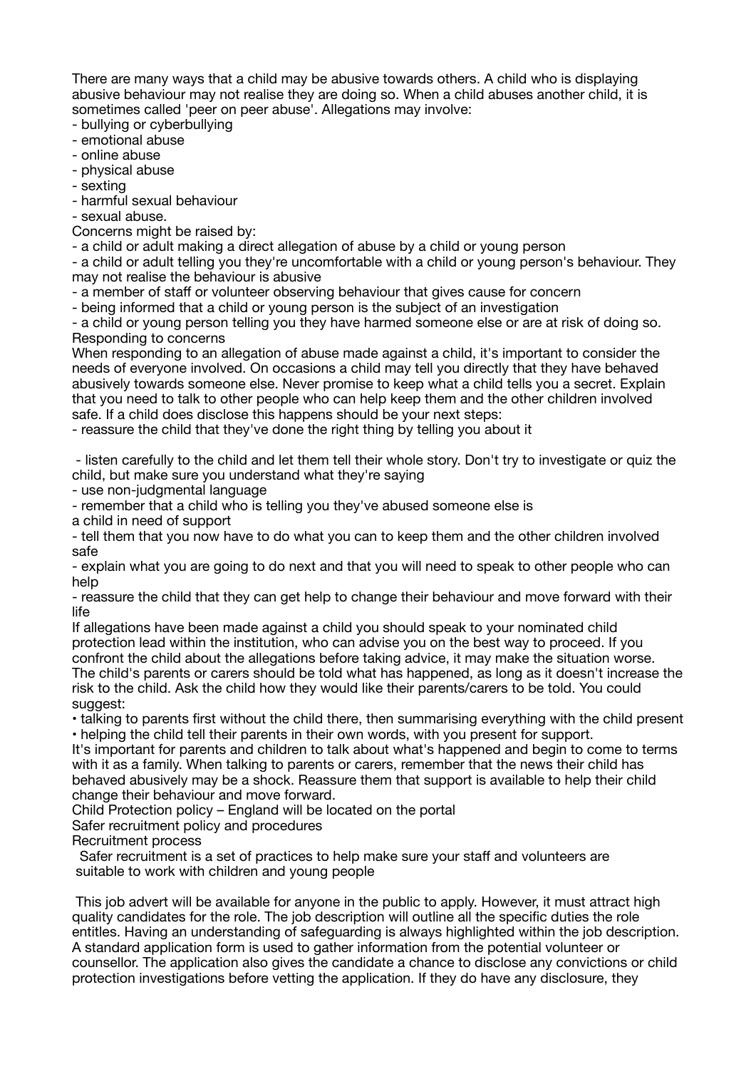There are many ways that a child may be abusive towards others. A child who is displaying abusive behaviour may not realise they are doing so. When a child abuses another child, it is sometimes called 'peer on peer abuse'. Allegations may involve:

- bullying or cyberbullying
- emotional abuse
- online abuse
- physical abuse
- sexting
- harmful sexual behaviour
- sexual abuse.

Concerns might be raised by:

- a child or adult making a direct allegation of abuse by a child or young person
- a child or adult telling you they're uncomfortable with a child or young person's behaviour. They may not realise the behaviour is abusive
- a member of staff or volunteer observing behaviour that gives cause for concern
- being informed that a child or young person is the subject of an investigation
- a child or young person telling you they have harmed someone else or are at risk of doing so.

Responding to concerns

When responding to an allegation of abuse made against a child, it's important to consider the needs of everyone involved. On occasions a child may tell you directly that they have behaved abusively towards someone else. Never promise to keep what a child tells you a secret. Explain that you need to talk to other people who can help keep them and the other children involved safe. If a child does disclose this happens should be your next steps:

- reassure the child that they've done the right thing by telling you about it
- listen carefully to the child and let them tell their whole story. Don't try to investigate or quiz the child, but make sure you understand what they're saying
- use non-judgmental language
- remember that a child who is telling you they've abused someone else is a child in need of support
- tell them that you now have to do what you can to keep them and the other children involved safe
- explain what you are going to do next and that you will need to speak to other people who can help
- reassure the child that they can get help to change their behaviour and move forward with their life

If allegations have been made against a child you should speak to your nominated child protection lead within the institution, who can advise you on the best way to proceed. If you confront the child about the allegations before taking advice, it may make the situation worse. The child's parents or carers should be told what has happened, as long as it doesn't increase the risk to the child. Ask the child how they would like their parents/carers to be told. You could suggest:

- talking to parents first without the child there, then summarising everything with the child present
- helping the child tell their parents in their own words, with you present for support.

It's important for parents and children to talk about what's happened and begin to come to terms with it as a family. When talking to parents or carers, remember that the news their child has behaved abusively may be a shock. Reassure them that support is available to help their child change their behaviour and move forward.

Child Protection policy – England will be located on the portal

Safer recruitment policy and procedures

Recruitment process

Safer recruitment is a set of practices to help make sure your staff and volunteers are suitable to work with children and young people

This job advert will be available for anyone in the public to apply. However, it must attract high quality candidates for the role. The job description will outline all the specific duties the role entitles. Having an understanding of safeguarding is always highlighted within the job description. A standard application form is used to gather information from the potential volunteer or counsellor. The application also gives the candidate a chance to disclose any convictions or child protection investigations before vetting the application. If they do have any disclosure, they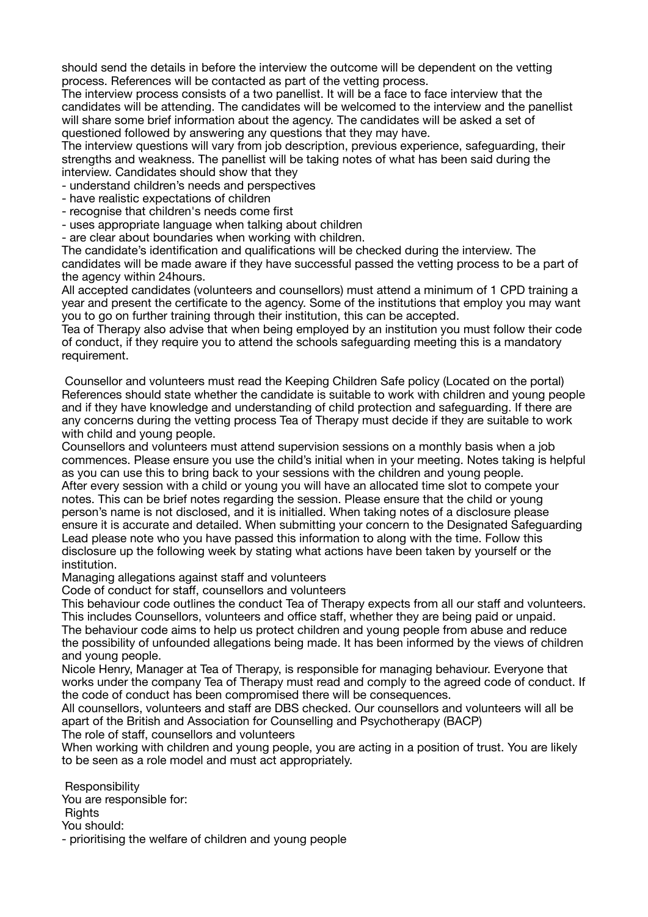should send the details in before the interview the outcome will be dependent on the vetting process. References will be contacted as part of the vetting process.

The interview process consists of a two panellist. It will be a face to face interview that the candidates will be attending. The candidates will be welcomed to the interview and the panellist will share some brief information about the agency. The candidates will be asked a set of questioned followed by answering any questions that they may have.

The interview questions will vary from job description, previous experience, safeguarding, their strengths and weakness. The panellist will be taking notes of what has been said during the interview. Candidates should show that they

- understand children's needs and perspectives
- have realistic expectations of children
- recognise that children's needs come first
- uses appropriate language when talking about children
- are clear about boundaries when working with children.

The candidate's identification and qualifications will be checked during the interview. The candidates will be made aware if they have successful passed the vetting process to be a part of the agency within 24hours.

All accepted candidates (volunteers and counsellors) must attend a minimum of 1 CPD training a year and present the certificate to the agency. Some of the institutions that employ you may want you to go on further training through their institution, this can be accepted.

Tea of Therapy also advise that when being employed by an institution you must follow their code of conduct, if they require you to attend the schools safeguarding meeting this is a mandatory requirement.

Counsellor and volunteers must read the Keeping Children Safe policy (Located on the portal) References should state whether the candidate is suitable to work with children and young people and if they have knowledge and understanding of child protection and safeguarding. If there are any concerns during the vetting process Tea of Therapy must decide if they are suitable to work with child and young people.

Counsellors and volunteers must attend supervision sessions on a monthly basis when a job commences. Please ensure you use the child's initial when in your meeting. Notes taking is helpful as you can use this to bring back to your sessions with the children and young people.

After every session with a child or young you will have an allocated time slot to compete your notes. This can be brief notes regarding the session. Please ensure that the child or young person's name is not disclosed, and it is initialled. When taking notes of a disclosure please ensure it is accurate and detailed. When submitting your concern to the Designated Safeguarding Lead please note who you have passed this information to along with the time. Follow this disclosure up the following week by stating what actions have been taken by yourself or the institution.

Managing allegations against staff and volunteers

Code of conduct for staff, counsellors and volunteers

This behaviour code outlines the conduct Tea of Therapy expects from all our staff and volunteers. This includes Counsellors, volunteers and office staff, whether they are being paid or unpaid. The behaviour code aims to help us protect children and young people from abuse and reduce the possibility of unfounded allegations being made. It has been informed by the views of children and young people.

Nicole Henry, Manager at Tea of Therapy, is responsible for managing behaviour. Everyone that works under the company Tea of Therapy must read and comply to the agreed code of conduct. If the code of conduct has been compromised there will be consequences.

All counsellors, volunteers and staff are DBS checked. Our counsellors and volunteers will all be apart of the British and Association for Counselling and Psychotherapy (BACP)

The role of staff, counsellors and volunteers

When working with children and young people, you are acting in a position of trust. You are likely to be seen as a role model and must act appropriately.

Responsibility

You are responsible for:

Rights

You should:

- prioritising the welfare of children and young people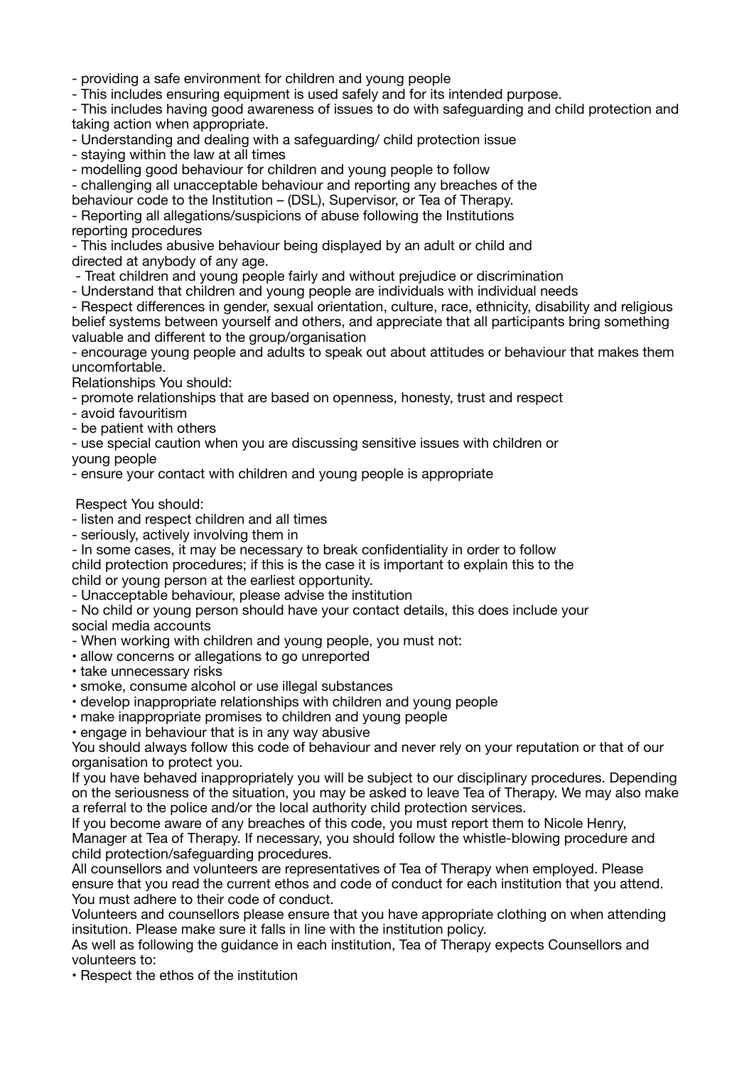- providing a safe environment for children and young people
- This includes ensuring equipment is used safely and for its intended purpose.
- This includes having good awareness of issues to do with safeguarding and child protection and taking action when appropriate.
- Understanding and dealing with a safeguarding/ child protection issue
- staying within the law at all times
- modelling good behaviour for children and young people to follow
- challenging all unacceptable behaviour and reporting any breaches of the behaviour code to the Institution – (DSL), Supervisor, or Tea of Therapy.
- Reporting all allegations/suspicions of abuse following the Institutions reporting procedures
- This includes abusive behaviour being displayed by an adult or child and directed at anybody of any age.
- Treat children and young people fairly and without prejudice or discrimination
- Understand that children and young people are individuals with individual needs
- Respect differences in gender, sexual orientation, culture, race, ethnicity, disability and religious belief systems between yourself and others, and appreciate that all participants bring something valuable and different to the group/organisation
- encourage young people and adults to speak out about attitudes or behaviour that makes them uncomfortable.

Relationships You should:

- promote relationships that are based on openness, honesty, trust and respect
- avoid favouritism
- be patient with others
- use special caution when you are discussing sensitive issues with children or young people
- ensure your contact with children and young people is appropriate

Respect You should:

- listen and respect children and all times
- seriously, actively involving them in
- In some cases, it may be necessary to break confidentiality in order to follow child protection procedures; if this is the case it is important to explain this to the child or young person at the earliest opportunity.
- Unacceptable behaviour, please advise the institution
- No child or young person should have your contact details, this does include your social media accounts
- When working with children and young people, you must not:
  - allow concerns or allegations to go unreported
  - take unnecessary risks
  - smoke, consume alcohol or use illegal substances
  - develop inappropriate relationships with children and young people
  - make inappropriate promises to children and young people
  - engage in behaviour that is in any way abusive

You should always follow this code of behaviour and never rely on your reputation or that of our organisation to protect you.

If you have behaved inappropriately you will be subject to our disciplinary procedures. Depending on the seriousness of the situation, you may be asked to leave Tea of Therapy. We may also make a referral to the police and/or the local authority child protection services.

If you become aware of any breaches of this code, you must report them to Nicole Henry, Manager at Tea of Therapy. If necessary, you should follow the whistle-blowing procedure and child protection/safeguarding procedures.

All counsellors and volunteers are representatives of Tea of Therapy when employed. Please ensure that you read the current ethos and code of conduct for each institution that you attend. You must adhere to their code of conduct.

Volunteers and counsellors please ensure that you have appropriate clothing on when attending insitution. Please make sure it falls in line with the institution policy.

As well as following the guidance in each institution, Tea of Therapy expects Counsellors and volunteers to:

- Respect the ethos of the institution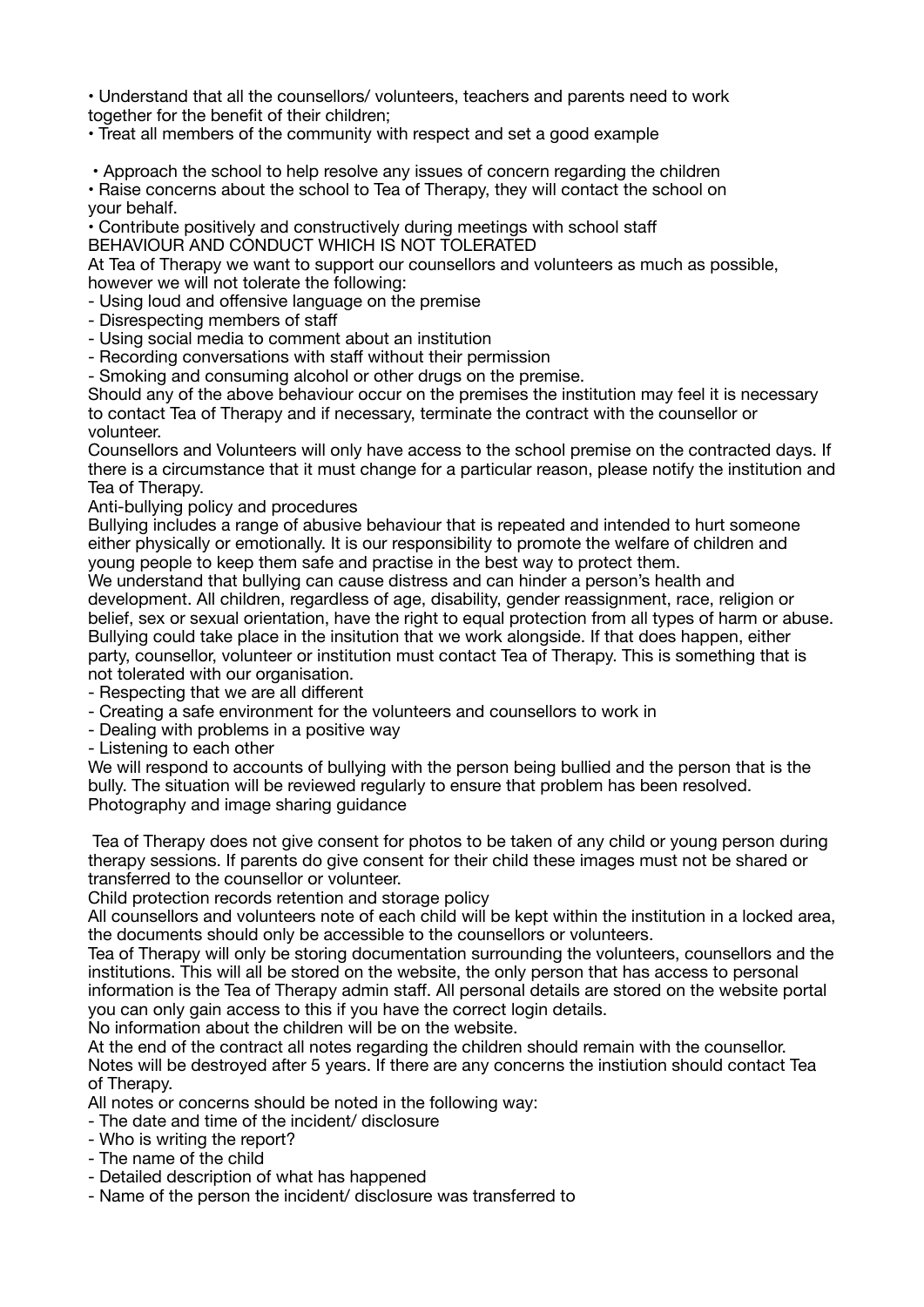• Understand that all the counsellors/ volunteers, teachers and parents need to work together for the benefit of their children;

• Treat all members of the community with respect and set a good example

• Approach the school to help resolve any issues of concern regarding the children

• Raise concerns about the school to Tea of Therapy, they will contact the school on your behalf.

• Contribute positively and constructively during meetings with school staff

## BEHAVIOUR AND CONDUCT WHICH IS NOT TOLERATED

At Tea of Therapy we want to support our counsellors and volunteers as much as possible, however we will not tolerate the following:

- Using loud and offensive language on the premise
- Disrespecting members of staff
- Using social media to comment about an institution
- Recording conversations with staff without their permission
- Smoking and consuming alcohol or other drugs on the premise.

Should any of the above behaviour occur on the premises the institution may feel it is necessary to contact Tea of Therapy and if necessary, terminate the contract with the counsellor or volunteer.

Counsellors and Volunteers will only have access to the school premise on the contracted days. If there is a circumstance that it must change for a particular reason, please notify the institution and Tea of Therapy.

## Anti-bullying policy and procedures

Bullying includes a range of abusive behaviour that is repeated and intended to hurt someone either physically or emotionally. It is our responsibility to promote the welfare of children and young people to keep them safe and practise in the best way to protect them.

We understand that bullying can cause distress and can hinder a person's health and development. All children, regardless of age, disability, gender reassignment, race, religion or belief, sex or sexual orientation, have the right to equal protection from all types of harm or abuse. Bullying could take place in the insitution that we work alongside. If that does happen, either party, counsellor, volunteer or institution must contact Tea of Therapy. This is something that is not tolerated with our organisation.

- Respecting that we are all different
- Creating a safe environment for the volunteers and counsellors to work in
- Dealing with problems in a positive way
- Listening to each other

We will respond to accounts of bullying with the person being bullied and the person that is the bully. The situation will be reviewed regularly to ensure that problem has been resolved.

## Photography and image sharing guidance

Tea of Therapy does not give consent for photos to be taken of any child or young person during therapy sessions. If parents do give consent for their child these images must not be shared or transferred to the counsellor or volunteer.

## Child protection records retention and storage policy

All counsellors and volunteers note of each child will be kept within the institution in a locked area, the documents should only be accessible to the counsellors or volunteers.

Tea of Therapy will only be storing documentation surrounding the volunteers, counsellors and the institutions. This will all be stored on the website, the only person that has access to personal information is the Tea of Therapy admin staff. All personal details are stored on the website portal you can only gain access to this if you have the correct login details.

No information about the children will be on the website.

At the end of the contract all notes regarding the children should remain with the counsellor. Notes will be destroyed after 5 years. If there are any concerns the instiution should contact Tea of Therapy.

All notes or concerns should be noted in the following way:

- The date and time of the incident/ disclosure
- Who is writing the report?
- The name of the child
- Detailed description of what has happened
- Name of the person the incident/ disclosure was transferred to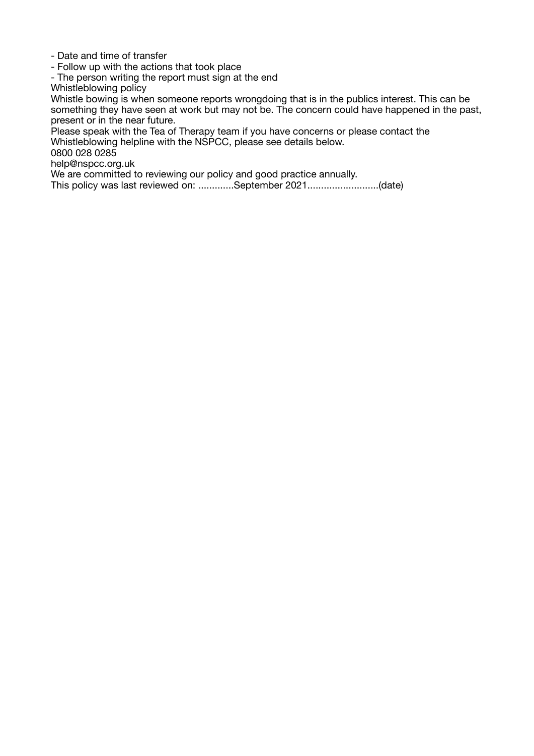- Date and time of transfer
- Follow up with the actions that took place
- The person writing the report must sign at the end

Whistleblowing policy

Whistle bowing is when someone reports wrongdoing that is in the publics interest. This can be something they have seen at work but may not be. The concern could have happened in the past, present or in the near future.

Please speak with the Tea of Therapy team if you have concerns or please contact the Whistleblowing helpline with the NSPCC, please see details below.

0800 028 0285

help@nspcc.org.uk

We are committed to reviewing our policy and good practice annually.

This policy was last reviewed on: .............September 2021..........................(date)